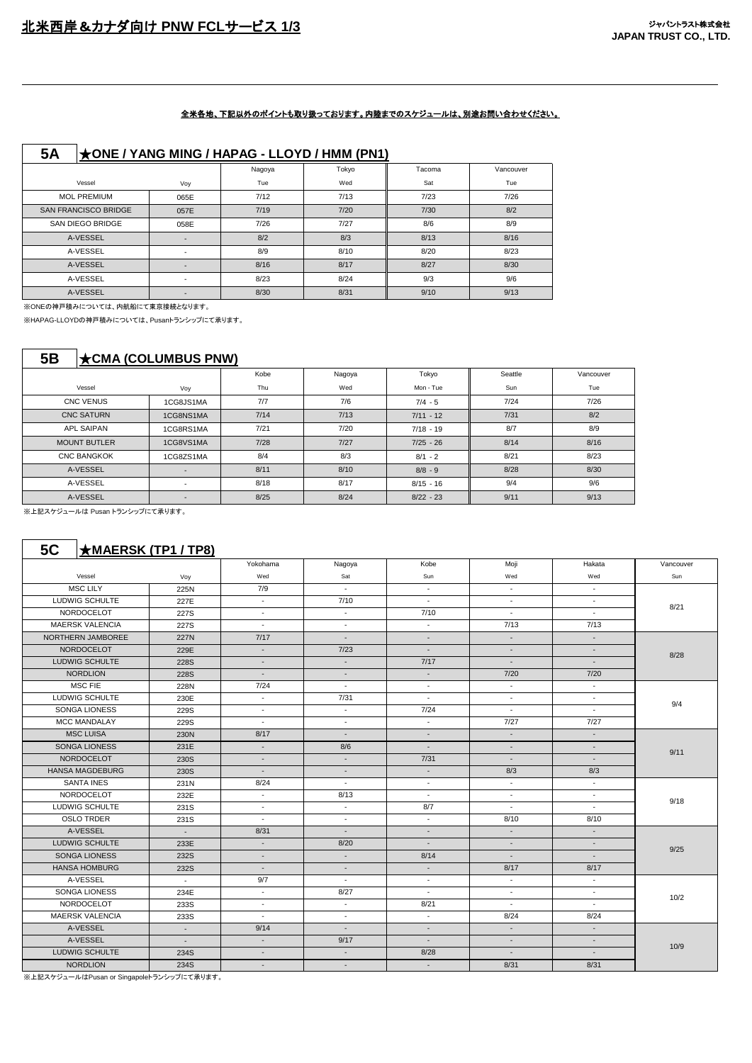# 北米西岸＆カナダ向け PNW FCLサービス 1/3

**ジャパントラスト株式会社**
**JAPAN TRUST CO., LTD.**

全米各地、下記以外のポイントも取り扱っております。内陸までのスケジュールは、別途お問い合わせください。

## 5A ★ONE / YANG MING / HAPAG - LLOYD / HMM (PN1)

| | | Nagoya | Tokyo | Tacoma | Vancouver |
|---|---|---|---|---|---|
| Vessel | Voy | Tue | Wed | Sat | Tue |
| MOL PREMIUM | 065E | 7/12 | 7/13 | 7/23 | 7/26 |
| SAN FRANCISCO BRIDGE | 057E | 7/19 | 7/20 | 7/30 | 8/2 |
| SAN DIEGO BRIDGE | 058E | 7/26 | 7/27 | 8/6 | 8/9 |
| A-VESSEL | - | 8/2 | 8/3 | 8/13 | 8/16 |
| A-VESSEL | - | 8/9 | 8/10 | 8/20 | 8/23 |
| A-VESSEL | - | 8/16 | 8/17 | 8/27 | 8/30 |
| A-VESSEL | - | 8/23 | 8/24 | 9/3 | 9/6 |
| A-VESSEL | - | 8/30 | 8/31 | 9/10 | 9/13 |

※ONEの神戸積みについては、内航船にて東京接続となります。

※HAPAG-LLOYDの神戸積みについては、Pusanトランシップにて承ります。

## 5B ★CMA (COLUMBUS PNW)

| | | Kobe | Nagoya | Tokyo | Seattle | Vancouver |
|---|---|---|---|---|---|---|
| Vessel | Voy | Thu | Wed | Mon - Tue | Sun | Tue |
| CNC VENUS | 1CG8JS1MA | 7/7 | 7/6 | 7/4 - 5 | 7/24 | 7/26 |
| CNC SATURN | 1CG8NS1MA | 7/14 | 7/13 | 7/11 - 12 | 7/31 | 8/2 |
| APL SAIPAN | 1CG8RS1MA | 7/21 | 7/20 | 7/18 - 19 | 8/7 | 8/9 |
| MOUNT BUTLER | 1CG8VS1MA | 7/28 | 7/27 | 7/25 - 26 | 8/14 | 8/16 |
| CNC BANGKOK | 1CG8ZS1MA | 8/4 | 8/3 | 8/1 - 2 | 8/21 | 8/23 |
| A-VESSEL | - | 8/11 | 8/10 | 8/8 - 9 | 8/28 | 8/30 |
| A-VESSEL | - | 8/18 | 8/17 | 8/15 - 16 | 9/4 | 9/6 |
| A-VESSEL | - | 8/25 | 8/24 | 8/22 - 23 | 9/11 | 9/13 |

※上記スケジュールは Pusan トランシップにて承ります。

## 5C ★MAERSK (TP1 / TP8)

| | | Yokohama | Nagoya | Kobe | Moji | Hakata | Vancouver |
|---|---|---|---|---|---|---|---|
| Vessel | Voy | Wed | Sat | Sun | Wed | Wed | Sun |
| MSC LILY | 225N | 7/9 | - | - | - | - | 8/21 |
| LUDWIG SCHULTE | 227E | - | 7/10 | - | - | - | |
| NORDOCELOT | 227S | - | - | 7/10 | - | - | |
| MAERSK VALENCIA | 227S | - | - | - | 7/13 | 7/13 | |
| NORTHERN JAMBOREE | 227N | 7/17 | - | - | - | - | 8/28 |
| NORDOCELOT | 229E | - | 7/23 | - | - | - | |
| LUDWIG SCHULTE | 228S | - | - | 7/17 | - | - | |
| NORDLION | 228S | - | - | - | 7/20 | 7/20 | |
| MSC FIE | 228N | 7/24 | - | - | - | - | 9/4 |
| LUDWIG SCHULTE | 230E | - | 7/31 | - | - | - | |
| SONGA LIONESS | 229S | - | - | 7/24 | - | - | |
| MCC MANDALAY | 229S | - | - | - | 7/27 | 7/27 | |
| MSC LUISA | 230N | 8/17 | - | - | - | - | 9/11 |
| SONGA LIONESS | 231E | - | 8/6 | - | - | - | |
| NORDOCELOT | 230S | - | - | 7/31 | - | - | |
| HANSA MAGDEBURG | 230S | - | - | - | 8/3 | 8/3 | |
| SANTA INES | 231N | 8/24 | - | - | - | - | 9/18 |
| NORDOCELOT | 232E | - | 8/13 | - | - | - | |
| LUDWIG SCHULTE | 231S | - | - | 8/7 | - | - | |
| OSLO TRDER | 231S | - | - | - | 8/10 | 8/10 | |
| A-VESSEL | - | 8/31 | - | - | - | - | 9/25 |
| LUDWIG SCHULTE | 233E | - | 8/20 | - | - | - | |
| SONGA LIONESS | 232S | - | - | 8/14 | - | - | |
| HANSA HOMBURG | 232S | - | - | - | 8/17 | 8/17 | |
| A-VESSEL | - | 9/7 | - | - | - | - | 10/2 |
| SONGA LIONESS | 234E | - | 8/27 | - | - | - | |
| NORDOCELOT | 233S | - | - | 8/21 | - | - | |
| MAERSK VALENCIA | 233S | - | - | - | 8/24 | 8/24 | |
| A-VESSEL | - | 9/14 | - | - | - | - | 10/9 |
| A-VESSEL | - | - | 9/17 | - | - | - | |
| LUDWIG SCHULTE | 234S | - | - | 8/28 | - | - | |
| NORDLION | 234S | - | - | - | 8/31 | 8/31 | |

※上記スケジュールはPusan or Singapoleトランシップにて承ります。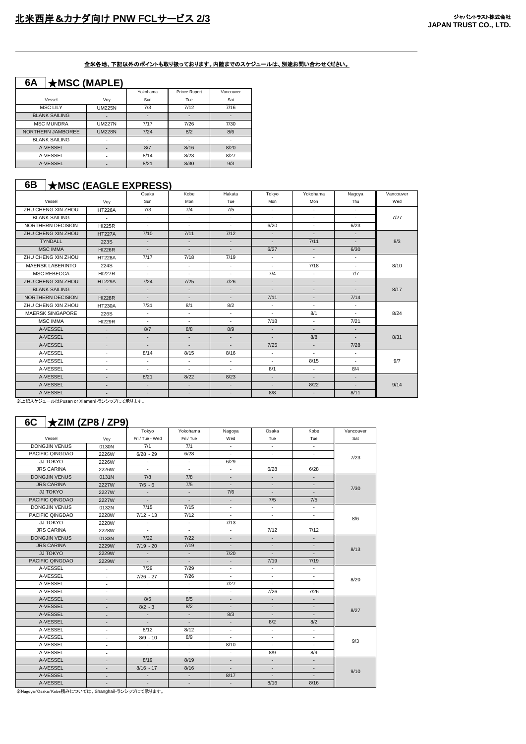# 北米西岸&カナダ向け PNW FCLサービス 2/3

ジャパントラスト株式会社
**JAPAN TRUST CO., LTD.**

**全米各地、下記以外のポイントも取り扱っております。内陸までのスケジュールは、別途お問い合わせください。**

## 6A ★MSC (MAPLE)

| Vessel | Voy | Yokohama Sun | Prince Rupert Tue | Vancouver Sat |
|---|---|---|---|---|
| MSC LILY | UM225N | 7/3 | 7/12 | 7/16 |
| BLANK SAILING | - | - | - | - |
| MSC MUNDRA | UM227N | 7/17 | 7/26 | 7/30 |
| NORTHERN JAMBOREE | UM228N | 7/24 | 8/2 | 8/6 |
| BLANK SAILING | - | - | - | - |
| A-VESSEL | - | 8/7 | 8/16 | 8/20 |
| A-VESSEL | - | 8/14 | 8/23 | 8/27 |
| A-VESSEL | - | 8/21 | 8/30 | 9/3 |

## 6B ★MSC (EAGLE EXPRESS)

| Vessel | Voy | Osaka Sun | Kobe Mon | Hakata Tue | Tokyo Mon | Yokohama Mon | Nagoya Thu | Vancouver Wed |
|---|---|---|---|---|---|---|---|---|
| ZHU CHENG XIN ZHOU | HT226A | 7/3 | 7/4 | 7/5 | - | - | - | 7/27 |
| BLANK SAILING | - | - | - | - | - | - | - | |
| NORTHERN DECISION | HI225R | - | - | - | 6/20 | - | 6/23 | |
| ZHU CHENG XIN ZHOU | HT227A | 7/10 | 7/11 | 7/12 | - | - | - | 8/3 |
| TYNDALL | 223S | - | - | - | - | 7/11 | - | |
| MSC IMMA | HI226R | - | - | - | 6/27 | - | 6/30 | |
| ZHU CHENG XIN ZHOU | HT228A | 7/17 | 7/18 | 7/19 | - | - | - | 8/10 |
| MAERSK LABERINTO | 224S | - | - | - | - | 7/18 | - | |
| MSC REBECCA | HI227R | - | - | - | 7/4 | - | 7/7 | |
| ZHU CHENG XIN ZHOU | HT229A | 7/24 | 7/25 | 7/26 | - | - | - | 8/17 |
| BLANK SAILING | - | - | - | - | - | - | - | |
| NORTHERN DECISION | HI228R | - | - | - | 7/11 | - | 7/14 | |
| ZHU CHENG XIN ZHOU | HT230A | 7/31 | 8/1 | 8/2 | - | - | - | 8/24 |
| MAERSK SINGAPORE | 226S | - | - | - | - | 8/1 | - | |
| MSC IMMA | HI229R | - | - | - | 7/18 | - | 7/21 | |
| A-VESSEL | - | 8/7 | 8/8 | 8/9 | - | - | - | 8/31 |
| A-VESSEL | - | - | - | - | - | 8/8 | - | |
| A-VESSEL | - | - | - | - | 7/25 | - | 7/28 | |
| A-VESSEL | - | 8/14 | 8/15 | 8/16 | - | - | - | 9/7 |
| A-VESSEL | - | - | - | - | - | 8/15 | - | |
| A-VESSEL | - | - | - | - | 8/1 | - | 8/4 | |
| A-VESSEL | - | 8/21 | 8/22 | 8/23 | - | - | - | 9/14 |
| A-VESSEL | - | - | - | - | - | 8/22 | - | |
| A-VESSEL | - | - | - | - | 8/8 | - | 8/11 | |

※上記スケジュールはPusan or Xiamenトランシップにて承ります。

## 6C ★ZIM (ZP8 / ZP9)

| Vessel | Voy | Tokyo Fri / Tue - Wed | Yokohama Fri / Tue | Nagoya Wed | Osaka Tue | Kobe Tue | Vancouver Sat |
|---|---|---|---|---|---|---|---|
| DONGJIN VENUS | 0130N | 7/1 | 7/1 | - | - | - | 7/23 |
| PACIFIC QINGDAO | 2226W | 6/28 - 29 | 6/28 | - | - | - | |
| JJ TOKYO | 2226W | - | - | 6/29 | - | - | |
| JRS CARINA | 2226W | - | - | - | 6/28 | 6/28 | |
| DONGJIN VENUS | 0131N | 7/8 | 7/8 | - | - | - | 7/30 |
| JRS CARINA | 2227W | 7/5 - 6 | 7/5 | - | - | - | |
| JJ TOKYO | 2227W | - | - | 7/6 | - | - | |
| PACIFIC QINGDAO | 2227W | - | - | - | 7/5 | 7/5 | |
| DONGJIN VENUS | 0132N | 7/15 | 7/15 | - | - | - | 8/6 |
| PACIFIC QINGDAO | 2228W | 7/12 - 13 | 7/12 | - | - | - | |
| JJ TOKYO | 2228W | - | - | 7/13 | - | - | |
| JRS CARINA | 2228W | - | - | - | 7/12 | 7/12 | |
| DONGJIN VENUS | 0133N | 7/22 | 7/22 | - | - | - | 8/13 |
| JRS CARINA | 2229W | 7/19 - 20 | 7/19 | - | - | - | |
| JJ TOKYO | 2229W | - | - | 7/20 | - | - | |
| PACIFIC QINGDAO | 2229W | - | - | - | 7/19 | 7/19 | |
| A-VESSEL | - | 7/29 | 7/29 | - | - | - | 8/20 |
| A-VESSEL | - | 7/26 - 27 | 7/26 | - | - | - | |
| A-VESSEL | - | - | - | 7/27 | - | - | |
| A-VESSEL | - | - | - | - | 7/26 | 7/26 | |
| A-VESSEL | - | 8/5 | 8/5 | - | - | - | 8/27 |
| A-VESSEL | - | 8/2 - 3 | 8/2 | - | - | - | |
| A-VESSEL | - | - | - | 8/3 | - | - | |
| A-VESSEL | - | - | - | - | 8/2 | 8/2 | |
| A-VESSEL | - | 8/12 | 8/12 | - | - | - | 9/3 |
| A-VESSEL | - | 8/9 - 10 | 8/9 | - | - | - | |
| A-VESSEL | - | - | - | 8/10 | - | - | |
| A-VESSEL | - | - | - | - | 8/9 | 8/9 | |
| A-VESSEL | - | 8/19 | 8/19 | - | - | - | 9/10 |
| A-VESSEL | - | 8/16 - 17 | 8/16 | - | - | - | |
| A-VESSEL | - | - | - | 8/17 | - | - | |
| A-VESSEL | - | - | - | - | 8/16 | 8/16 | |

※Nagoya/Osaka/Kobe積みについては、Shanghaiトランシップにて承ります。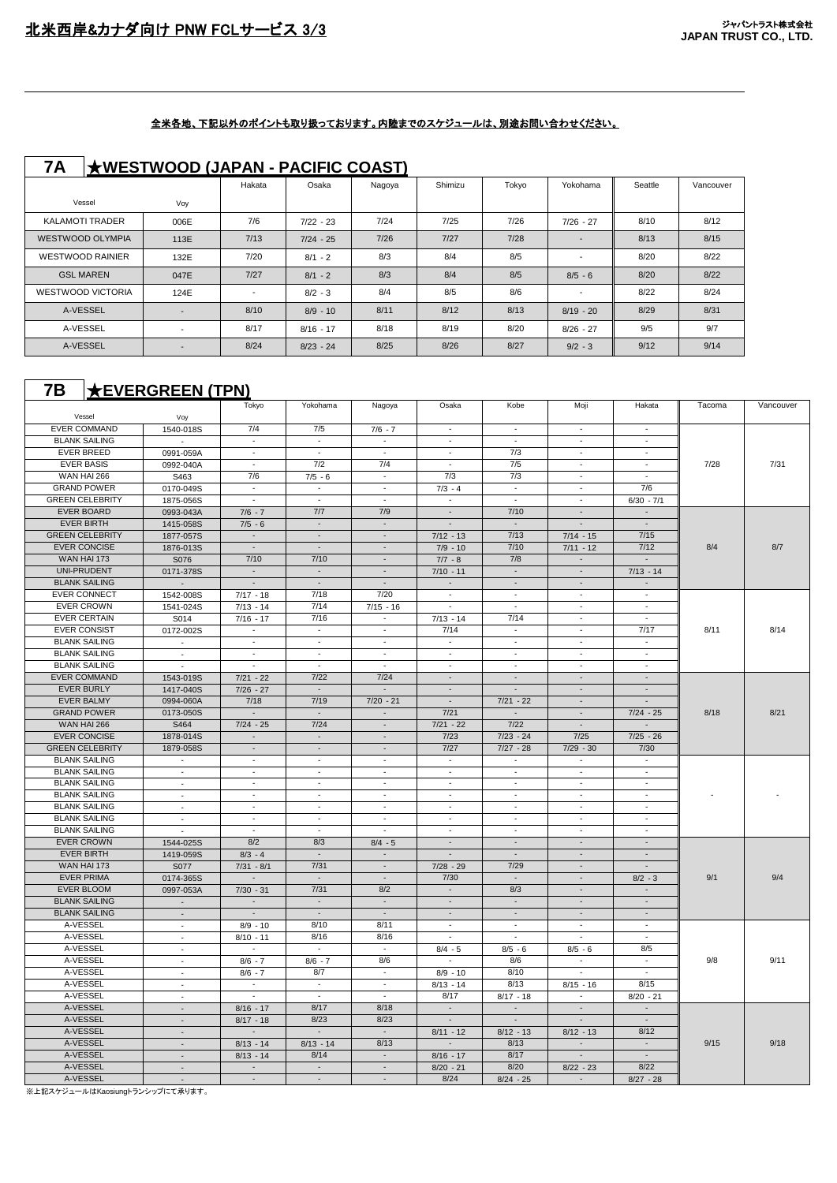# 北米西岸&カナダ向け PNW FCLサービス 3/3

ジャパントラスト株式会社
JAPAN TRUST CO., LTD.

全米各地、下記以外のポイントも取り扱っております。内陸までのスケジュールは、別途お問い合わせください。

## 7A ★WESTWOOD (JAPAN - PACIFIC COAST)

| Vessel | Voy | Hakata | Osaka | Nagoya | Shimizu | Tokyo | Yokohama | Seattle | Vancouver |
|---|---|---|---|---|---|---|---|---|---|
| KALAMOTI TRADER | 006E | 7/6 | 7/22 - 23 | 7/24 | 7/25 | 7/26 | 7/26 - 27 | 8/10 | 8/12 |
| WESTWOOD OLYMPIA | 113E | 7/13 | 7/24 - 25 | 7/26 | 7/27 | 7/28 | - | 8/13 | 8/15 |
| WESTWOOD RAINIER | 132E | 7/20 | 8/1 - 2 | 8/3 | 8/4 | 8/5 | - | 8/20 | 8/22 |
| GSL MAREN | 047E | 7/27 | 8/1 - 2 | 8/3 | 8/4 | 8/5 | 8/5 - 6 | 8/20 | 8/22 |
| WESTWOOD VICTORIA | 124E | - | 8/2 - 3 | 8/4 | 8/5 | 8/6 | - | 8/22 | 8/24 |
| A-VESSEL | - | 8/10 | 8/9 - 10 | 8/11 | 8/12 | 8/13 | 8/19 - 20 | 8/29 | 8/31 |
| A-VESSEL | - | 8/17 | 8/16 - 17 | 8/18 | 8/19 | 8/20 | 8/26 - 27 | 9/5 | 9/7 |
| A-VESSEL | - | 8/24 | 8/23 - 24 | 8/25 | 8/26 | 8/27 | 9/2 - 3 | 9/12 | 9/14 |

## 7B ★EVERGREEN (TPN)

| Vessel | Voy | Tokyo | Yokohama | Nagoya | Osaka | Kobe | Moji | Hakata | Tacoma | Vancouver |
|---|---|---|---|---|---|---|---|---|---|---|
| EVER COMMAND | 1540-018S | 7/4 | 7/5 | 7/6 - 7 | - | - | - | - | 7/28 | 7/31 |
| BLANK SAILING | - | - | - | - | - | - | - | - | | |
| EVER BREED | 0991-059A | - | - | - | - | 7/3 | - | - | | |
| EVER BASIS | 0992-040A | - | 7/2 | 7/4 | - | 7/5 | - | - | | |
| WAN HAI 266 | S463 | 7/6 | 7/5 - 6 | - | 7/3 | 7/3 | - | - | | |
| GRAND POWER | 0170-049S | - | - | - | 7/3 - 4 | - | - | 7/6 | | |
| GREEN CELEBRITY | 1875-056S | - | - | - | - | - | - | 6/30 - 7/1 | | |
| EVER BOARD | 0993-043A | 7/6 - 7 | 7/7 | 7/9 | - | 7/10 | - | - | 8/4 | 8/7 |
| EVER BIRTH | 1415-058S | 7/5 - 6 | - | - | - | - | - | - | | |
| GREEN CELEBRITY | 1877-057S | - | - | - | 7/12 - 13 | 7/13 | 7/14 - 15 | 7/15 | | |
| EVER CONCISE | 1876-013S | - | - | - | 7/9 - 10 | 7/10 | 7/11 - 12 | 7/12 | | |
| WAN HAI 173 | S076 | 7/10 | 7/10 | - | 7/7 - 8 | 7/8 | - | - | | |
| UNI-PRUDENT | 0171-378S | - | - | - | 7/10 - 11 | - | - | 7/13 - 14 | | |
| BLANK SAILING | - | - | - | - | - | - | - | - | | |
| EVER CONNECT | 1542-008S | 7/17 - 18 | 7/18 | 7/20 | - | - | - | - | 8/11 | 8/14 |
| EVER CROWN | 1541-024S | 7/13 - 14 | 7/14 | 7/15 - 16 | - | - | - | - | | |
| EVER CERTAIN | S014 | 7/16 - 17 | 7/16 | - | 7/13 - 14 | 7/14 | - | - | | |
| EVER CONSIST | 0172-002S | - | - | - | 7/14 | - | - | 7/17 | | |
| BLANK SAILING | - | - | - | - | - | - | - | - | | |
| BLANK SAILING | - | - | - | - | - | - | - | - | | |
| BLANK SAILING | - | - | - | - | - | - | - | - | | |
| EVER COMMAND | 1543-019S | 7/21 - 22 | 7/22 | 7/24 | - | - | - | - | 8/18 | 8/21 |
| EVER BURLY | 1417-040S | 7/26 - 27 | - | - | - | - | - | - | | |
| EVER BALMY | 0994-060A | 7/18 | 7/19 | 7/20 - 21 | - | 7/21 - 22 | - | - | | |
| GRAND POWER | 0173-050S | - | - | - | 7/21 | - | - | 7/24 - 25 | | |
| WAN HAI 266 | S464 | 7/24 - 25 | 7/24 | - | 7/21 - 22 | 7/22 | - | - | | |
| EVER CONCISE | 1878-014S | - | - | - | 7/23 | 7/23 - 24 | 7/25 | 7/25 - 26 | | |
| GREEN CELEBRITY | 1879-058S | - | - | - | 7/27 | 7/27 - 28 | 7/29 - 30 | 7/30 | | |
| BLANK SAILING | - | - | - | - | - | - | - | - | - | - |
| BLANK SAILING | - | - | - | - | - | - | - | - | | |
| BLANK SAILING | - | - | - | - | - | - | - | - | | |
| BLANK SAILING | - | - | - | - | - | - | - | - | | |
| BLANK SAILING | - | - | - | - | - | - | - | - | | |
| BLANK SAILING | - | - | - | - | - | - | - | - | | |
| BLANK SAILING | - | - | - | - | - | - | - | - | | |
| EVER CROWN | 1544-025S | 8/2 | 8/3 | 8/4 - 5 | - | - | - | - | 9/1 | 9/4 |
| EVER BIRTH | 1419-059S | 8/3 - 4 | - | - | - | - | - | - | | |
| WAN HAI 173 | S077 | 7/31 - 8/1 | 7/31 | - | 7/28 - 29 | 7/29 | - | - | | |
| EVER PRIMA | 0174-365S | - | - | - | 7/30 | - | - | 8/2 - 3 | | |
| EVER BLOOM | 0997-053A | 7/30 - 31 | 7/31 | 8/2 | - | 8/3 | - | - | | |
| BLANK SAILING | - | - | - | - | - | - | - | - | | |
| BLANK SAILING | - | - | - | - | - | - | - | - | | |
| A-VESSEL | - | 8/9 - 10 | 8/10 | 8/11 | - | - | - | - | 9/8 | 9/11 |
| A-VESSEL | - | 8/10 - 11 | 8/16 | 8/16 | - | - | - | - | | |
| A-VESSEL | - | - | - | - | 8/4 - 5 | 8/5 - 6 | 8/5 - 6 | 8/5 | | |
| A-VESSEL | - | 8/6 - 7 | 8/6 - 7 | 8/6 | - | 8/6 | - | - | | |
| A-VESSEL | - | 8/6 - 7 | 8/7 | - | 8/9 - 10 | 8/10 | - | - | | |
| A-VESSEL | - | - | - | - | 8/13 - 14 | 8/13 | 8/15 - 16 | 8/15 | | |
| A-VESSEL | - | - | - | - | 8/17 | 8/17 - 18 | - | 8/20 - 21 | | |
| A-VESSEL | - | 8/16 - 17 | 8/17 | 8/18 | - | - | - | - | 9/15 | 9/18 |
| A-VESSEL | - | 8/17 - 18 | 8/23 | 8/23 | - | - | - | - | | |
| A-VESSEL | - | - | - | - | 8/11 - 12 | 8/12 - 13 | 8/12 - 13 | 8/12 | | |
| A-VESSEL | - | 8/13 - 14 | 8/13 - 14 | 8/13 | - | 8/13 | - | - | | |
| A-VESSEL | - | 8/13 - 14 | 8/14 | - | 8/16 - 17 | 8/17 | - | - | | |
| A-VESSEL | - | - | - | - | 8/20 - 21 | 8/20 | 8/22 - 23 | 8/22 | | |
| A-VESSEL | - | - | - | - | 8/24 | 8/24 - 25 | - | 8/27 - 28 | | |

※上記スケジュールはKaosiungトランシップにて承ります。